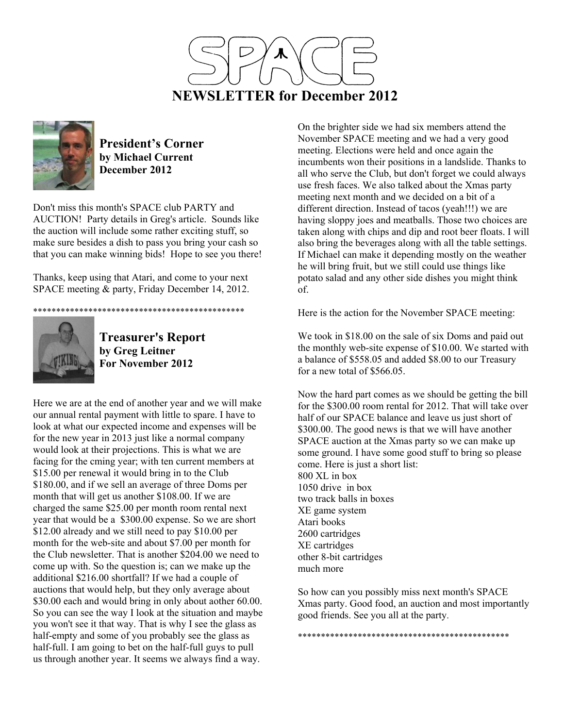# SPACE

# NEWSLETTER for December 2012

## President's Corner
**by Michael Current**
**December 2012**

Don't miss this month's SPACE club PARTY and AUCTION! Party details in Greg's article. Sounds like the auction will include some rather exciting stuff, so make sure besides a dish to pass you bring your cash so that you can make winning bids! Hope to see you there!

Thanks, keep using that Atari, and come to your next SPACE meeting & party, Friday December 14, 2012.

**********************************************

## Treasurer's Report
**by Greg Leitner**
**For November 2012**

Here we are at the end of another year and we will make our annual rental payment with little to spare. I have to look at what our expected income and expenses will be for the new year in 2013 just like a normal company would look at their projections. This is what we are facing for the cming year; with ten current members at $15.00 per renewal it would bring in to the Club $180.00, and if we sell an average of three Doms per month that will get us another $108.00. If we are charged the same $25.00 per month room rental next year that would be a $300.00 expense. So we are short $12.00 already and we still need to pay $10.00 per month for the web-site and about $7.00 per month for the Club newsletter. That is another $204.00 we need to come up with. So the question is; can we make up the additional $216.00 shortfall? If we had a couple of auctions that would help, but they only average about $30.00 each and would bring in only about aother 60.00. So you can see the way I look at the situation and maybe you won't see it that way. That is why I see the glass as half-empty and some of you probably see the glass as half-full. I am going to bet on the half-full guys to pull us through another year. It seems we always find a way.

On the brighter side we had six members attend the November SPACE meeting and we had a very good meeting. Elections were held and once again the incumbents won their positions in a landslide. Thanks to all who serve the Club, but don't forget we could always use fresh faces. We also talked about the Xmas party meeting next month and we decided on a bit of a different direction. Instead of tacos (yeah!!!) we are having sloppy joes and meatballs. Those two choices are taken along with chips and dip and root beer floats. I will also bring the beverages along with all the table settings. If Michael can make it depending mostly on the weather he will bring fruit, but we still could use things like potato salad and any other side dishes you might think of.

Here is the action for the November SPACE meeting:

We took in $18.00 on the sale of six Doms and paid out the monthly web-site expense of $10.00. We started with a balance of $558.05 and added $8.00 to our Treasury for a new total of $566.05.

Now the hard part comes as we should be getting the bill for the $300.00 room rental for 2012. That will take over half of our SPACE balance and leave us just short of $300.00. The good news is that we will have another SPACE auction at the Xmas party so we can make up some ground. I have some good stuff to bring so please come. Here is just a short list:
800 XL in box
1050 drive in box
two track balls in boxes
XE game system
Atari books
2600 cartridges
XE cartridges
other 8-bit cartridges
much more

So how can you possibly miss next month's SPACE Xmas party. Good food, an auction and most importantly good friends. See you all at the party.

**********************************************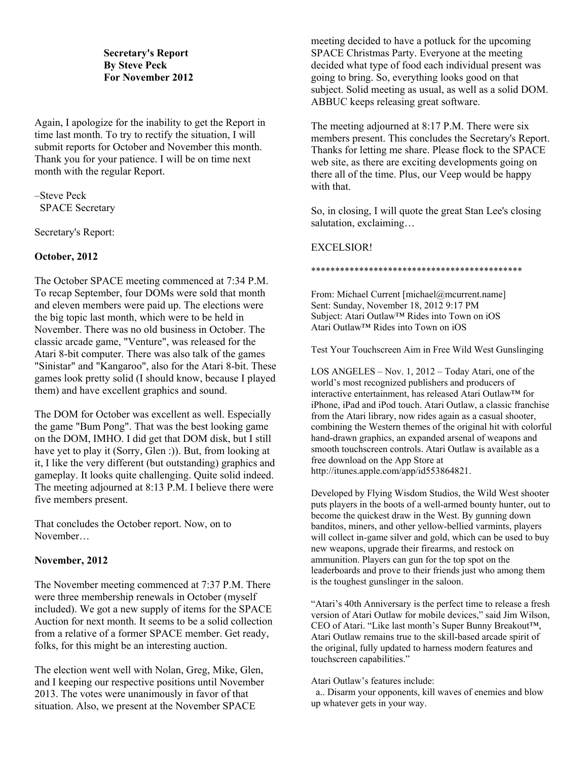**Secretary's Report**
**By Steve Peck**
**For November 2012**

Again, I apologize for the inability to get the Report in time last month. To try to rectify the situation, I will submit reports for October and November this month. Thank you for your patience. I will be on time next month with the regular Report.

–Steve Peck
SPACE Secretary

Secretary's Report:

**October, 2012**

The October SPACE meeting commenced at 7:34 P.M. To recap September, four DOMs were sold that month and eleven members were paid up. The elections were the big topic last month, which were to be held in November. There was no old business in October. The classic arcade game, "Venture", was released for the Atari 8-bit computer. There was also talk of the games "Sinistar" and "Kangaroo", also for the Atari 8-bit. These games look pretty solid (I should know, because I played them) and have excellent graphics and sound.

The DOM for October was excellent as well. Especially the game "Bum Pong". That was the best looking game on the DOM, IMHO. I did get that DOM disk, but I still have yet to play it (Sorry, Glen :)). But, from looking at it, I like the very different (but outstanding) graphics and gameplay. It looks quite challenging. Quite solid indeed. The meeting adjourned at 8:13 P.M. I believe there were five members present.

That concludes the October report. Now, on to November…

**November, 2012**

The November meeting commenced at 7:37 P.M. There were three membership renewals in October (myself included). We got a new supply of items for the SPACE Auction for next month. It seems to be a solid collection from a relative of a former SPACE member. Get ready, folks, for this might be an interesting auction.

The election went well with Nolan, Greg, Mike, Glen, and I keeping our respective positions until November 2013. The votes were unanimously in favor of that situation. Also, we present at the November SPACE meeting decided to have a potluck for the upcoming SPACE Christmas Party. Everyone at the meeting decided what type of food each individual present was going to bring. So, everything looks good on that subject. Solid meeting as usual, as well as a solid DOM. ABBUC keeps releasing great software.

The meeting adjourned at 8:17 P.M. There were six members present. This concludes the Secretary's Report. Thanks for letting me share. Please flock to the SPACE web site, as there are exciting developments going on there all of the time. Plus, our Veep would be happy with that.

So, in closing, I will quote the great Stan Lee's closing salutation, exclaiming…

EXCELSIOR!

*********************************************

From: Michael Current [michael@mcurrent.name]
Sent: Sunday, November 18, 2012 9:17 PM
Subject: Atari Outlaw™ Rides into Town on iOS
Atari Outlaw™ Rides into Town on iOS

Test Your Touchscreen Aim in Free Wild West Gunslinging

LOS ANGELES – Nov. 1, 2012 – Today Atari, one of the world's most recognized publishers and producers of interactive entertainment, has released Atari Outlaw™ for iPhone, iPad and iPod touch. Atari Outlaw, a classic franchise from the Atari library, now rides again as a casual shooter, combining the Western themes of the original hit with colorful hand-drawn graphics, an expanded arsenal of weapons and smooth touchscreen controls. Atari Outlaw is available as a free download on the App Store at http://itunes.apple.com/app/id553864821.

Developed by Flying Wisdom Studios, the Wild West shooter puts players in the boots of a well-armed bounty hunter, out to become the quickest draw in the West. By gunning down banditos, miners, and other yellow-bellied varmints, players will collect in-game silver and gold, which can be used to buy new weapons, upgrade their firearms, and restock on ammunition. Players can gun for the top spot on the leaderboards and prove to their friends just who among them is the toughest gunslinger in the saloon.

"Atari's 40th Anniversary is the perfect time to release a fresh version of Atari Outlaw for mobile devices," said Jim Wilson, CEO of Atari. "Like last month's Super Bunny Breakout™, Atari Outlaw remains true to the skill-based arcade spirit of the original, fully updated to harness modern features and touchscreen capabilities."

Atari Outlaw's features include:

a.. Disarm your opponents, kill waves of enemies and blow up whatever gets in your way.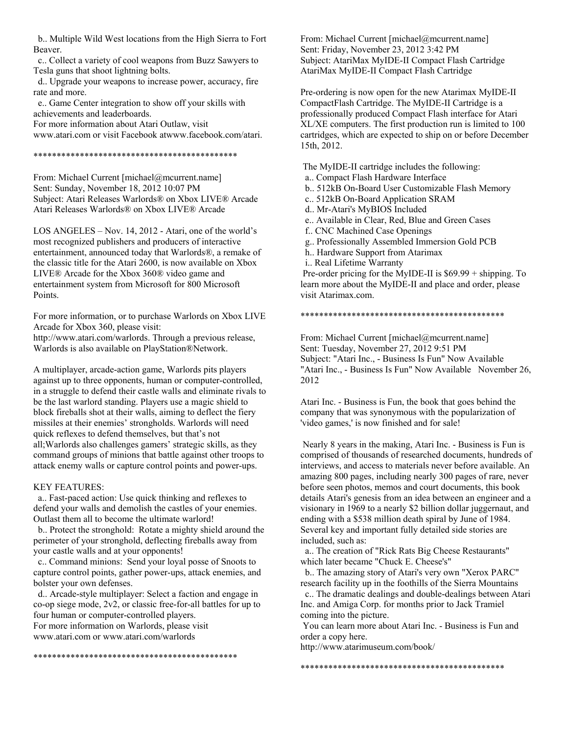b.. Multiple Wild West locations from the High Sierra to Fort Beaver.

c.. Collect a variety of cool weapons from Buzz Sawyers to Tesla guns that shoot lightning bolts.

d.. Upgrade your weapons to increase power, accuracy, fire rate and more.

e.. Game Center integration to show off your skills with achievements and leaderboards.

For more information about Atari Outlaw, visit www.atari.com or visit Facebook atwww.facebook.com/atari.

********************************************

From: Michael Current [michael@mcurrent.name]
Sent: Sunday, November 18, 2012 10:07 PM
Subject: Atari Releases Warlords® on Xbox LIVE® Arcade
Atari Releases Warlords® on Xbox LIVE® Arcade

LOS ANGELES – Nov. 14, 2012 - Atari, one of the world's most recognized publishers and producers of interactive entertainment, announced today that Warlords®, a remake of the classic title for the Atari 2600, is now available on Xbox LIVE® Arcade for the Xbox 360® video game and entertainment system from Microsoft for 800 Microsoft Points.

For more information, or to purchase Warlords on Xbox LIVE Arcade for Xbox 360, please visit: http://www.atari.com/warlords. Through a previous release, Warlords is also available on PlayStation®Network.

A multiplayer, arcade-action game, Warlords pits players against up to three opponents, human or computer-controlled, in a struggle to defend their castle walls and eliminate rivals to be the last warlord standing. Players use a magic shield to block fireballs shot at their walls, aiming to deflect the fiery missiles at their enemies' strongholds. Warlords will need quick reflexes to defend themselves, but that's not all;Warlords also challenges gamers' strategic skills, as they command groups of minions that battle against other troops to attack enemy walls or capture control points and power-ups.

KEY FEATURES:

a.. Fast-paced action: Use quick thinking and reflexes to defend your walls and demolish the castles of your enemies. Outlast them all to become the ultimate warlord!

b.. Protect the stronghold: Rotate a mighty shield around the perimeter of your stronghold, deflecting fireballs away from your castle walls and at your opponents!

c.. Command minions: Send your loyal posse of Snoots to capture control points, gather power-ups, attack enemies, and bolster your own defenses.

d.. Arcade-style multiplayer: Select a faction and engage in co-op siege mode, 2v2, or classic free-for-all battles for up to four human or computer-controlled players.

For more information on Warlords, please visit www.atari.com or www.atari.com/warlords

********************************************

From: Michael Current [michael@mcurrent.name]
Sent: Friday, November 23, 2012 3:42 PM
Subject: AtariMax MyIDE-II Compact Flash Cartridge
AtariMax MyIDE-II Compact Flash Cartridge

Pre-ordering is now open for the new Atarimax MyIDE-II CompactFlash Cartridge. The MyIDE-II Cartridge is a professionally produced Compact Flash interface for Atari XL/XE computers. The first production run is limited to 100 cartridges, which are expected to ship on or before December 15th, 2012.

The MyIDE-II cartridge includes the following:

a.. Compact Flash Hardware Interface
b.. 512kB On-Board User Customizable Flash Memory
c.. 512kB On-Board Application SRAM
d.. Mr-Atari's MyBIOS Included
e.. Available in Clear, Red, Blue and Green Cases
f.. CNC Machined Case Openings
g.. Professionally Assembled Immersion Gold PCB
h.. Hardware Support from Atarimax
i.. Real Lifetime Warranty

Pre-order pricing for the MyIDE-II is $69.99 + shipping. To learn more about the MyIDE-II and place and order, please visit Atarimax.com.

********************************************

From: Michael Current [michael@mcurrent.name]
Sent: Tuesday, November 27, 2012 9:51 PM
Subject: "Atari Inc., - Business Is Fun" Now Available
"Atari Inc., - Business Is Fun" Now Available November 26, 2012

Atari Inc. - Business is Fun, the book that goes behind the company that was synonymous with the popularization of 'video games,' is now finished and for sale!

Nearly 8 years in the making, Atari Inc. - Business is Fun is comprised of thousands of researched documents, hundreds of interviews, and access to materials never before available. An amazing 800 pages, including nearly 300 pages of rare, never before seen photos, memos and court documents, this book details Atari's genesis from an idea between an engineer and a visionary in 1969 to a nearly $2 billion dollar juggernaut, and ending with a $538 million death spiral by June of 1984. Several key and important fully detailed side stories are included, such as:

a.. The creation of "Rick Rats Big Cheese Restaurants" which later became "Chuck E. Cheese's"

b.. The amazing story of Atari's very own "Xerox PARC" research facility up in the foothills of the Sierra Mountains

c.. The dramatic dealings and double-dealings between Atari Inc. and Amiga Corp. for months prior to Jack Tramiel coming into the picture.

You can learn more about Atari Inc. - Business is Fun and order a copy here.
http://www.atarimuseum.com/book/

********************************************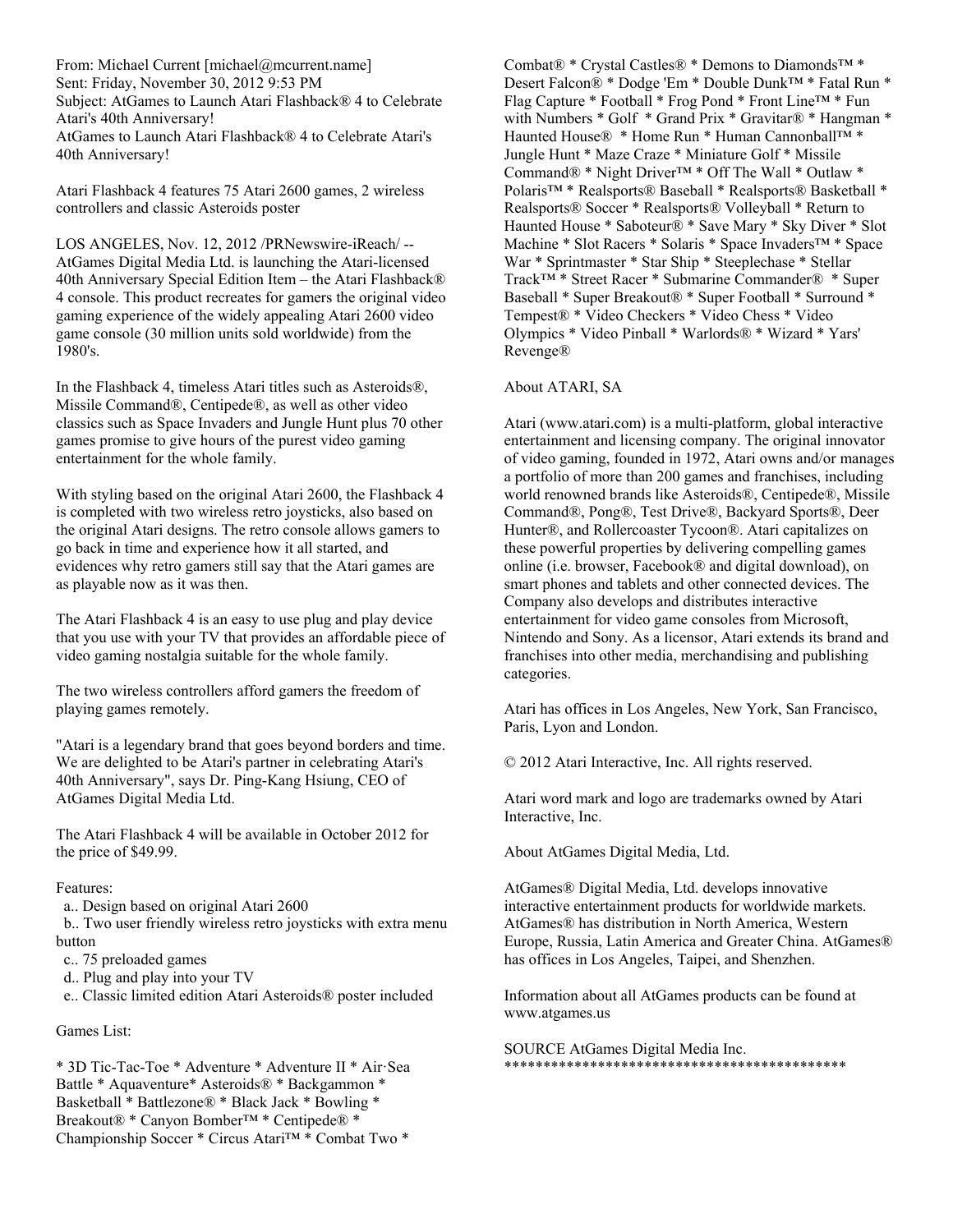From: Michael Current [michael@mcurrent.name]
Sent: Friday, November 30, 2012 9:53 PM
Subject: AtGames to Launch Atari Flashback® 4 to Celebrate Atari's 40th Anniversary!
AtGames to Launch Atari Flashback® 4 to Celebrate Atari's 40th Anniversary!

Atari Flashback 4 features 75 Atari 2600 games, 2 wireless controllers and classic Asteroids poster

LOS ANGELES, Nov. 12, 2012 /PRNewswire-iReach/ -- AtGames Digital Media Ltd. is launching the Atari-licensed 40th Anniversary Special Edition Item – the Atari Flashback® 4 console. This product recreates for gamers the original video gaming experience of the widely appealing Atari 2600 video game console (30 million units sold worldwide) from the 1980's.

In the Flashback 4, timeless Atari titles such as Asteroids®, Missile Command®, Centipede®, as well as other video classics such as Space Invaders and Jungle Hunt plus 70 other games promise to give hours of the purest video gaming entertainment for the whole family.

With styling based on the original Atari 2600, the Flashback 4 is completed with two wireless retro joysticks, also based on the original Atari designs. The retro console allows gamers to go back in time and experience how it all started, and evidences why retro gamers still say that the Atari games are as playable now as it was then.

The Atari Flashback 4 is an easy to use plug and play device that you use with your TV that provides an affordable piece of video gaming nostalgia suitable for the whole family.

The two wireless controllers afford gamers the freedom of playing games remotely.

"Atari is a legendary brand that goes beyond borders and time. We are delighted to be Atari's partner in celebrating Atari's 40th Anniversary", says Dr. Ping-Kang Hsiung, CEO of AtGames Digital Media Ltd.

The Atari Flashback 4 will be available in October 2012 for the price of $49.99.

Features:

a.. Design based on original Atari 2600
b.. Two user friendly wireless retro joysticks with extra menu button
c.. 75 preloaded games
d.. Plug and play into your TV
e.. Classic limited edition Atari Asteroids® poster included

Games List:

* 3D Tic-Tac-Toe * Adventure * Adventure II * Air·Sea Battle * Aquaventure* Asteroids® * Backgammon * Basketball * Battlezone® * Black Jack * Bowling * Breakout® * Canyon Bomber™ * Centipede® * Championship Soccer * Circus Atari™ * Combat Two * Combat® * Crystal Castles® * Demons to Diamonds™ * Desert Falcon® * Dodge 'Em * Double Dunk™ * Fatal Run * Flag Capture * Football * Frog Pond * Front Line™ * Fun with Numbers * Golf * Grand Prix * Gravitar® * Hangman * Haunted House® * Home Run * Human Cannonball™ * Jungle Hunt * Maze Craze * Miniature Golf * Missile Command® * Night Driver™ * Off The Wall * Outlaw * Polaris™ * Realsports® Baseball * Realsports® Basketball * Realsports® Soccer * Realsports® Volleyball * Return to Haunted House * Saboteur® * Save Mary * Sky Diver * Slot Machine * Slot Racers * Solaris * Space Invaders™ * Space War * Sprintmaster * Star Ship * Steeplechase * Stellar Track™ * Street Racer * Submarine Commander® * Super Baseball * Super Breakout® * Super Football * Surround * Tempest® * Video Checkers * Video Chess * Video Olympics * Video Pinball * Warlords® * Wizard * Yars' Revenge®

About ATARI, SA

Atari (www.atari.com) is a multi-platform, global interactive entertainment and licensing company. The original innovator of video gaming, founded in 1972, Atari owns and/or manages a portfolio of more than 200 games and franchises, including world renowned brands like Asteroids®, Centipede®, Missile Command®, Pong®, Test Drive®, Backyard Sports®, Deer Hunter®, and Rollercoaster Tycoon®. Atari capitalizes on these powerful properties by delivering compelling games online (i.e. browser, Facebook® and digital download), on smart phones and tablets and other connected devices. The Company also develops and distributes interactive entertainment for video game consoles from Microsoft, Nintendo and Sony. As a licensor, Atari extends its brand and franchises into other media, merchandising and publishing categories.

Atari has offices in Los Angeles, New York, San Francisco, Paris, Lyon and London.

© 2012 Atari Interactive, Inc. All rights reserved.

Atari word mark and logo are trademarks owned by Atari Interactive, Inc.

About AtGames Digital Media, Ltd.

AtGames® Digital Media, Ltd. develops innovative interactive entertainment products for worldwide markets. AtGames® has distribution in North America, Western Europe, Russia, Latin America and Greater China. AtGames® has offices in Los Angeles, Taipei, and Shenzhen.

Information about all AtGames products can be found at www.atgames.us

SOURCE AtGames Digital Media Inc.
********************************************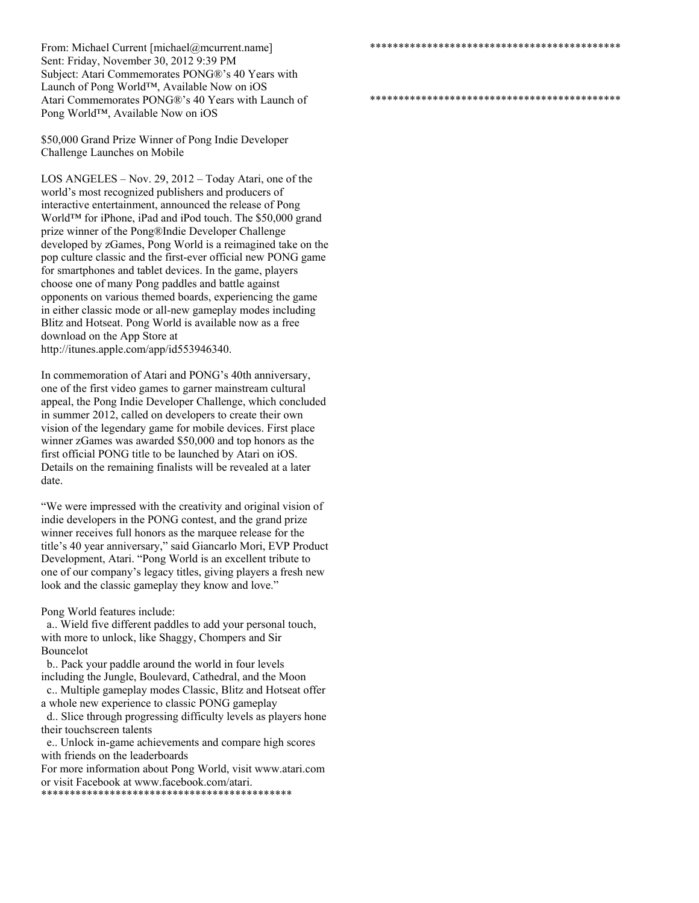From: Michael Current [michael@mcurrent.name]
Sent: Friday, November 30, 2012 9:39 PM
Subject: Atari Commemorates PONG®'s 40 Years with Launch of Pong World™, Available Now on iOS
Atari Commemorates PONG®'s 40 Years with Launch of Pong World™, Available Now on iOS

$50,000 Grand Prize Winner of Pong Indie Developer Challenge Launches on Mobile

LOS ANGELES – Nov. 29, 2012 – Today Atari, one of the world's most recognized publishers and producers of interactive entertainment, announced the release of Pong World™ for iPhone, iPad and iPod touch. The $50,000 grand prize winner of the Pong®Indie Developer Challenge developed by zGames, Pong World is a reimagined take on the pop culture classic and the first-ever official new PONG game for smartphones and tablet devices. In the game, players choose one of many Pong paddles and battle against opponents on various themed boards, experiencing the game in either classic mode or all-new gameplay modes including Blitz and Hotseat. Pong World is available now as a free download on the App Store at http://itunes.apple.com/app/id553946340.

In commemoration of Atari and PONG's 40th anniversary, one of the first video games to garner mainstream cultural appeal, the Pong Indie Developer Challenge, which concluded in summer 2012, called on developers to create their own vision of the legendary game for mobile devices. First place winner zGames was awarded $50,000 and top honors as the first official PONG title to be launched by Atari on iOS. Details on the remaining finalists will be revealed at a later date.

"We were impressed with the creativity and original vision of indie developers in the PONG contest, and the grand prize winner receives full honors as the marquee release for the title's 40 year anniversary," said Giancarlo Mori, EVP Product Development, Atari. "Pong World is an excellent tribute to one of our company's legacy titles, giving players a fresh new look and the classic gameplay they know and love."

Pong World features include:

a.. Wield five different paddles to add your personal touch, with more to unlock, like Shaggy, Chompers and Sir Bouncelot
b.. Pack your paddle around the world in four levels including the Jungle, Boulevard, Cathedral, and the Moon
c.. Multiple gameplay modes Classic, Blitz and Hotseat offer a whole new experience to classic PONG gameplay
d.. Slice through progressing difficulty levels as players hone their touchscreen talents
e.. Unlock in-game achievements and compare high scores with friends on the leaderboards

For more information about Pong World, visit www.atari.com or visit Facebook at www.facebook.com/atari.

********************************************

********************************************

********************************************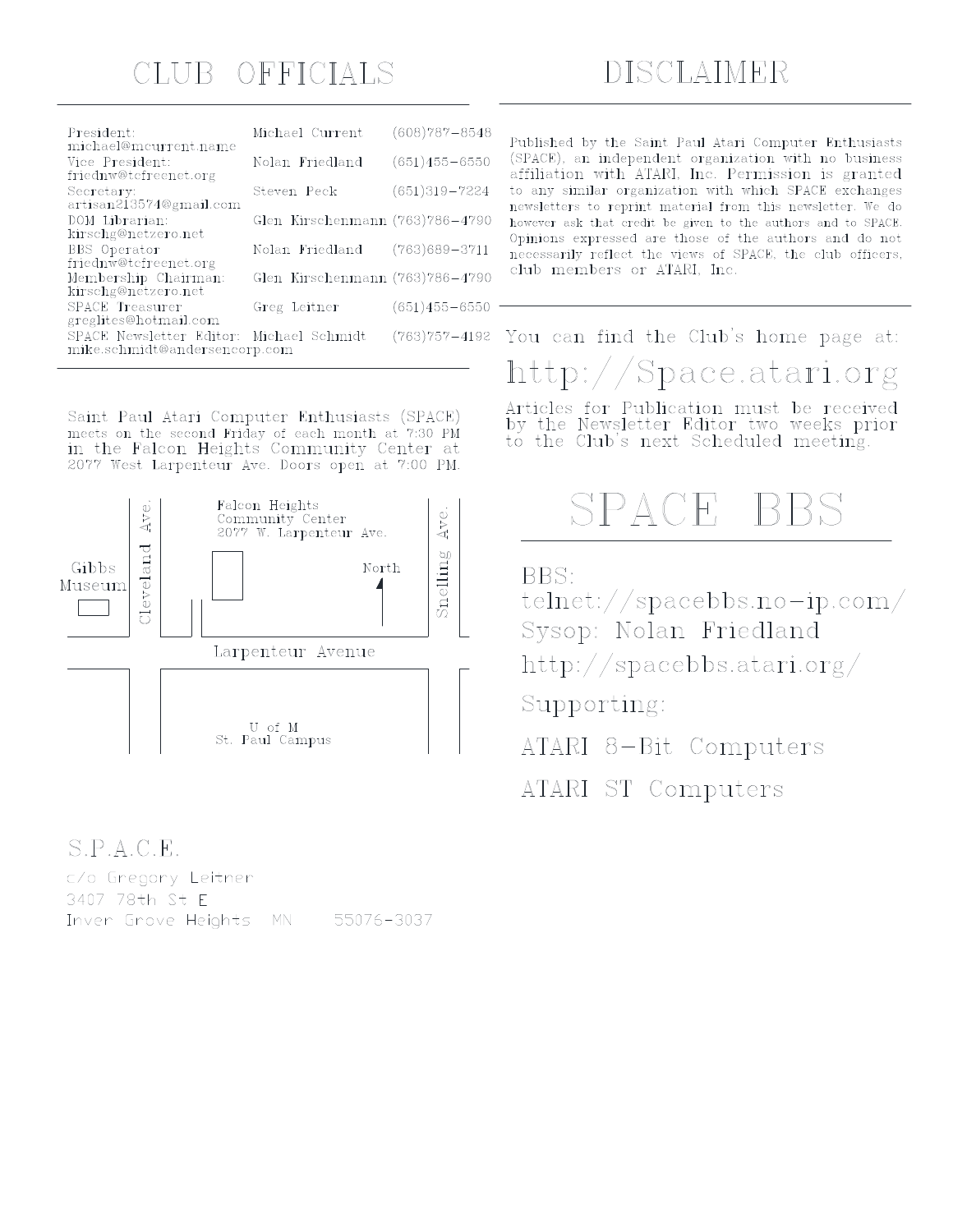# CLUB OFFICIALS

| | | |
|---|---|---|
| President: michael@mcurrent.name | Michael Current | (608)787-8548 |
| Vice President: friednw@tcfreenet.org | Nolan Friedland | (651)455-6550 |
| Secretary: artisan213574@gmail.com | Steven Peck | (651)319-7224 |
| DOM Librarian: kirschg@netzero.net | Glen Kirschenmann | (763)786-4790 |
| BBS Operator friednw@tcfreenet.org | Nolan Friedland | (763)689-3711 |
| Membership Chairman: kirschg@netzero.net | Glen Kirschenmann | (763)786-4790 |
| SPACE Treasurer greglites@hotmail.com | Greg Leitner | (651)455-6550 |
| SPACE Newsletter Editor: mike.schmidt@andersencorp.com | Michael Schmidt | (763)757-4192 |

Saint Paul Atari Computer Enthusiasts (SPACE) meets on the second Friday of each month at 7:30 PM in the Falcon Heights Community Center at 2077 West Larpenteur Ave. Doors open at 7:00 PM.

Falcon Heights Community Center
2077 W. Larpenteur Ave.
North
Gibbs Museum
Cleveland Ave.
Snelling Ave.
Larpenteur Avenue
U of M
St. Paul Campus

S.P.A.C.E.
c/o Gregory Leitner
3407 78th St E
Inver Grove Heights MN 55076-3037

# DISCLAIMER

Published by the Saint Paul Atari Computer Enthusiasts (SPACE), an independent organization with no business affiliation with ATARI, Inc. Permission is granted to any similar organization with which SPACE exchanges newsletters to reprint material from this newsletter. We do however ask that credit be given to the authors and to SPACE. Opinions expressed are those of the authors and do not necessarily reflect the views of SPACE, the club officers, club members or ATARI, Inc.

You can find the Club's home page at:

http://Space.atari.org

Articles for Publication must be received by the Newsletter Editor two weeks prior to the Club's next Scheduled meeting.

# SPACE BBS

BBS:
telnet://spacebbs.no-ip.com/
Sysop: Nolan Friedland
http://spacebbs.atari.org/

Supporting:

ATARI 8-Bit Computers

ATARI ST Computers